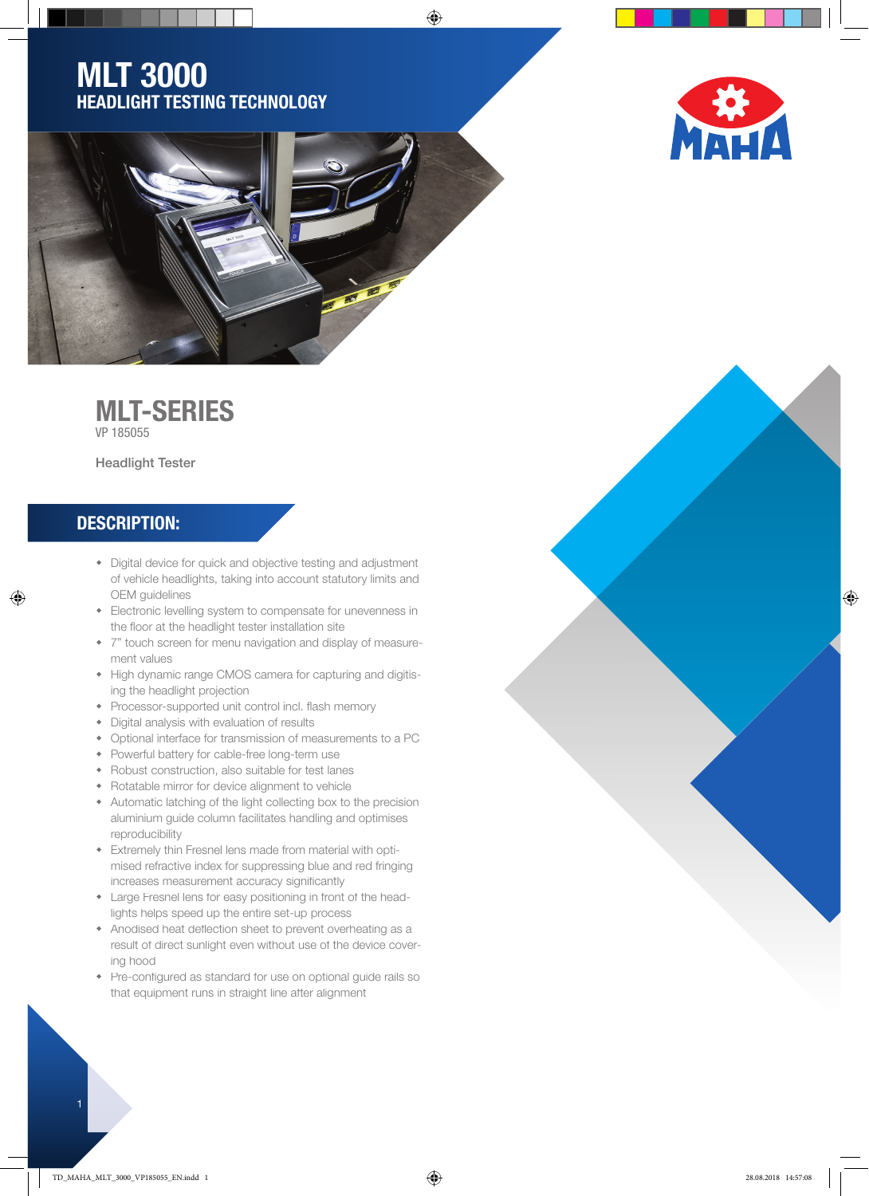# MLT 3000

## HEADLIGHT TESTING TECHNOLOGY

MAHA

# MLT-SERIES

VP 185055

Headlight Tester

## DESCRIPTION:

- Digital device for quick and objective testing and adjustment of vehicle headlights, taking into account statutory limits and OEM guidelines
- Electronic levelling system to compensate for unevenness in the floor at the headlight tester installation site
- 7" touch screen for menu navigation and display of measurement values
- High dynamic range CMOS camera for capturing and digitising the headlight projection
- Processor-supported unit control incl. flash memory
- Digital analysis with evaluation of results
- Optional interface for transmission of measurements to a PC
- Powerful battery for cable-free long-term use
- Robust construction, also suitable for test lanes
- Rotatable mirror for device alignment to vehicle
- Automatic latching of the light collecting box to the precision aluminium guide column facilitates handling and optimises reproducibility
- Extremely thin Fresnel lens made from material with optimised refractive index for suppressing blue and red fringing increases measurement accuracy significantly
- Large Fresnel lens for easy positioning in front of the headlights helps speed up the entire set-up process
- Anodised heat deflection sheet to prevent overheating as a result of direct sunlight even without use of the device covering hood
- Pre-configured as standard for use on optional guide rails so that equipment runs in straight line after alignment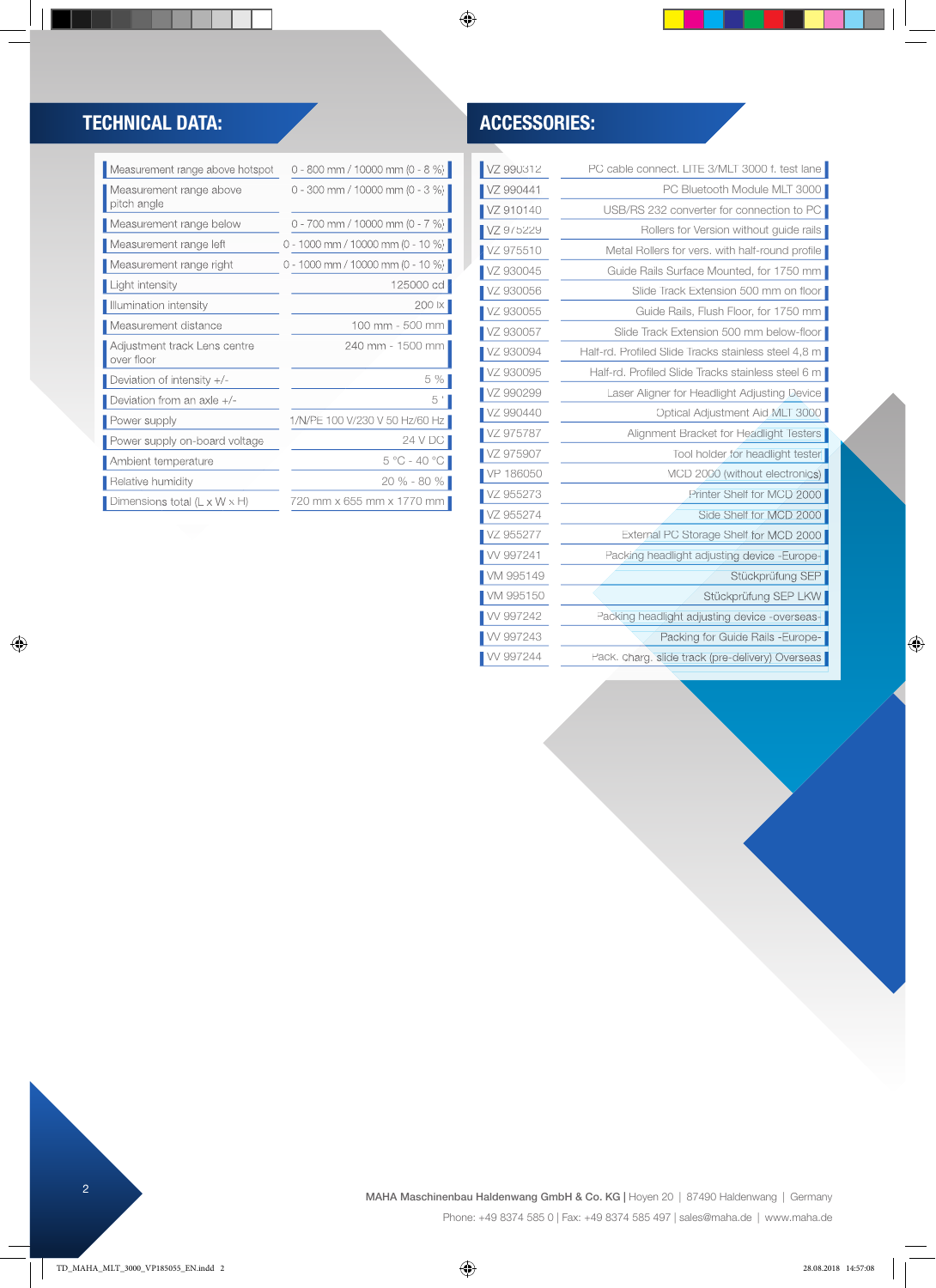## TECHNICAL DATA:

| | |
|---|---|
| Measurement range above hotspot | 0 - 800 mm / 10000 mm (0 - 8 %) |
| Measurement range above pitch angle | 0 - 300 mm / 10000 mm (0 - 3 %) |
| Measurement range below | 0 - 700 mm / 10000 mm (0 - 7 %) |
| Measurement range left | 0 - 1000 mm / 10000 mm (0 - 10 %) |
| Measurement range right | 0 - 1000 mm / 10000 mm (0 - 10 %) |
| Light intensity | 125000 cd |
| Illumination intensity | 200 lx |
| Measurement distance | 100 mm - 500 mm |
| Adjustment track Lens centre over floor | 240 mm - 1500 mm |
| Deviation of intensity +/- | 5 % |
| Deviation from an axle +/- | 5 ' |
| Power supply | 1/N/PE 100 V/230 V 50 Hz/60 Hz |
| Power supply on-board voltage | 24 V DC |
| Ambient temperature | 5 °C - 40 °C |
| Relative humidity | 20 % - 80 % |
| Dimensions total (L x W x H) | 720 mm x 655 mm x 1770 mm |

## ACCESSORIES:

| | |
|---|---|
| VZ 990312 | PC cable connect. LITE 3/MLT 3000 f. test lane |
| VZ 990441 | PC Bluetooth Module MLT 3000 |
| VZ 910140 | USB/RS 232 converter for connection to PC |
| VZ 975229 | Rollers for Version without guide rails |
| VZ 975510 | Metal Rollers for vers. with half-round profile |
| VZ 930045 | Guide Rails Surface Mounted, for 1750 mm |
| VZ 930056 | Slide Track Extension 500 mm on floor |
| VZ 930055 | Guide Rails, Flush Floor, for 1750 mm |
| VZ 930057 | Slide Track Extension 500 mm below-floor |
| VZ 930094 | Half-rd. Profiled Slide Tracks stainless steel 4,8 m |
| VZ 930095 | Half-rd. Profiled Slide Tracks stainless steel 6 m |
| VZ 990299 | Laser Aligner for Headlight Adjusting Device |
| VZ 990440 | Optical Adjustment Aid MLT 3000 |
| VZ 975787 | Alignment Bracket for Headlight Testers |
| VZ 975907 | Tool holder for headlight tester |
| VP 186050 | MCD 2000 (without electronics) |
| VZ 955273 | Printer Shelf for MCD 2000 |
| VZ 955274 | Side Shelf for MCD 2000 |
| VZ 955277 | External PC Storage Shelf for MCD 2000 |
| VV 997241 | Packing headlight adjusting device -Europe- |
| VM 995149 | Stückprüfung SEP |
| VM 995150 | Stückprüfung SEP LKW |
| VV 997242 | Packing headlight adjusting device -overseas- |
| VV 997243 | Packing for Guide Rails -Europe- |
| VV 997244 | Pack. charg. slide track (pre-delivery) Overseas |

**MAHA Maschinenbau Haldenwang GmbH & Co. KG** | Hoyen 20 | 87490 Haldenwang | Germany
Phone: +49 8374 585 0 | Fax: +49 8374 585 497 | sales@maha.de | www.maha.de